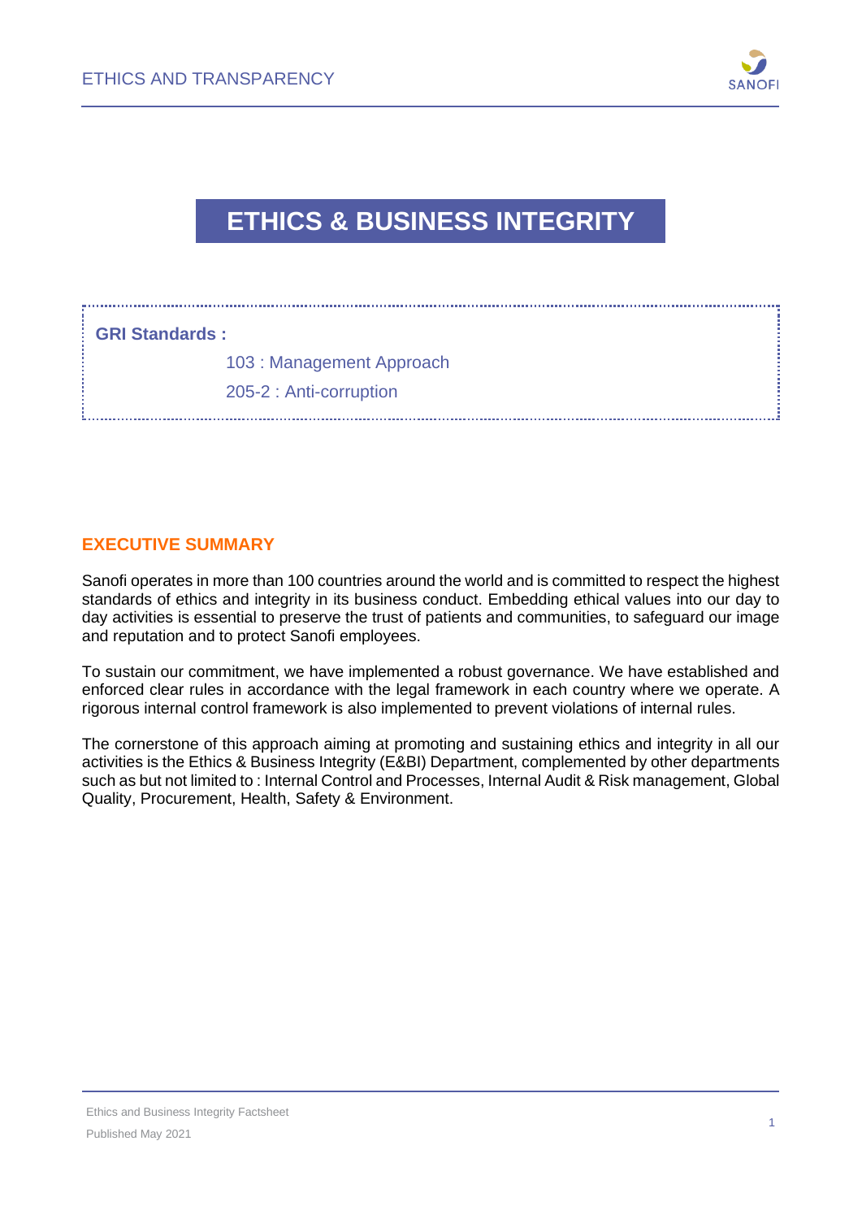# ETHICS & BUSINESS INTEGRITY

**GRI Standards :**

103 : Management Approach

205-2 : Anti-corruption

## EXECUTIVE SUMMARY

Sanofi operates in more than 100 countries around the world and is committed to respect the highest standards of ethics and integrity in its business conduct. Embedding ethical values into our day to day activities is essential to preserve the trust of patients and communities, to safeguard our image and reputation and to protect Sanofi employees.

To sustain our commitment, we have implemented a robust governance. We have established and enforced clear rules in accordance with the legal framework in each country where we operate. A rigorous internal control framework is also implemented to prevent violations of internal rules.

The cornerstone of this approach aiming at promoting and sustaining ethics and integrity in all our activities is the Ethics & Business Integrity (E&BI) Department, complemented by other departments such as but not limited to : Internal Control and Processes, Internal Audit & Risk management, Global Quality, Procurement, Health, Safety & Environment.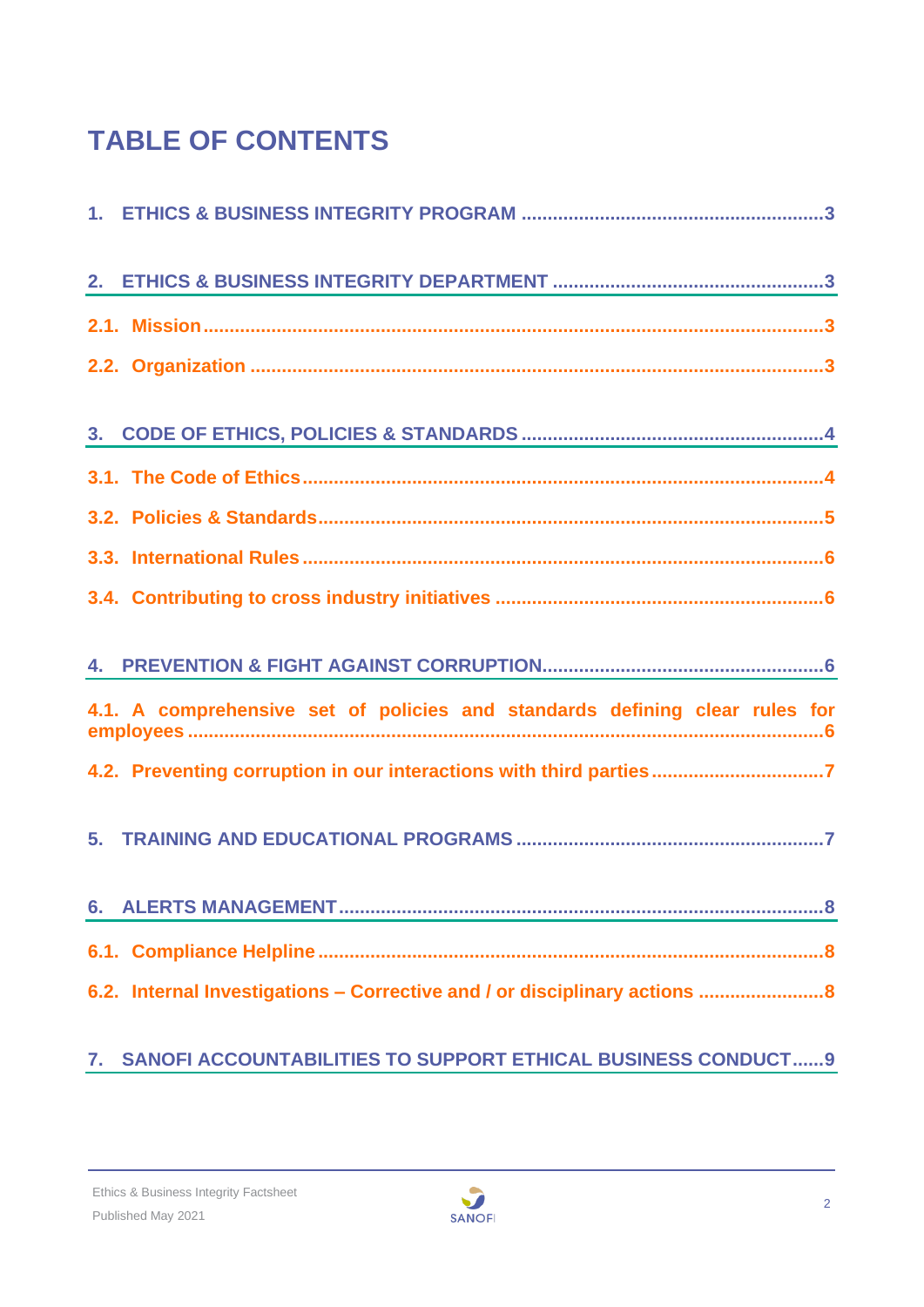# TABLE OF CONTENTS

1. ETHICS & BUSINESS INTEGRITY PROGRAM ........................................................3

2. ETHICS & BUSINESS INTEGRITY DEPARTMENT ..................................................3

2.1. Mission ..................................................................................................................3

2.2. Organization .........................................................................................................3

3. CODE OF ETHICS, POLICIES & STANDARDS ........................................................4

3.1. The Code of Ethics ...............................................................................................4

3.2. Policies & Standards.............................................................................................5

3.3. International Rules ................................................................................................6

3.4. Contributing to cross industry initiatives ...............................................................6

4. PREVENTION & FIGHT AGAINST CORRUPTION....................................................6

4.1. A comprehensive set of policies and standards defining clear rules for employees ...............................................................................................................6

4.2. Preventing corruption in our interactions with third parties ...................................7

5. TRAINING AND EDUCATIONAL PROGRAMS .........................................................7

6. ALERTS MANAGEMENT............................................................................................8

6.1. Compliance Helpline .............................................................................................8

6.2. Internal Investigations – Corrective and / or disciplinary actions ...........................8

7. SANOFI ACCOUNTABILITIES TO SUPPORT ETHICAL BUSINESS CONDUCT......9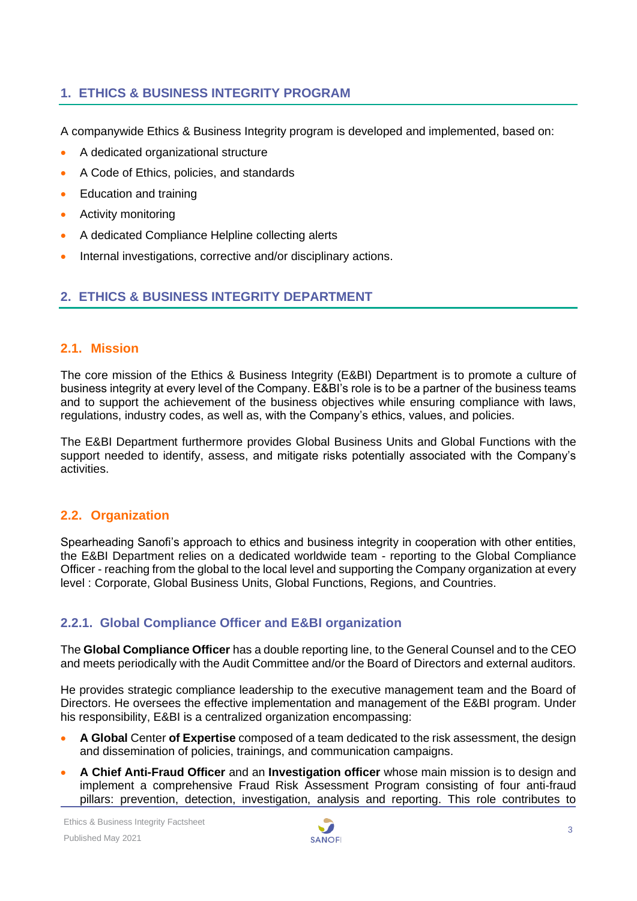## 1. ETHICS & BUSINESS INTEGRITY PROGRAM

A companywide Ethics & Business Integrity program is developed and implemented, based on:

- A dedicated organizational structure
- A Code of Ethics, policies, and standards
- Education and training
- Activity monitoring
- A dedicated Compliance Helpline collecting alerts
- Internal investigations, corrective and/or disciplinary actions.

## 2. ETHICS & BUSINESS INTEGRITY DEPARTMENT

### 2.1. Mission

The core mission of the Ethics & Business Integrity (E&BI) Department is to promote a culture of business integrity at every level of the Company. E&BI's role is to be a partner of the business teams and to support the achievement of the business objectives while ensuring compliance with laws, regulations, industry codes, as well as, with the Company's ethics, values, and policies.

The E&BI Department furthermore provides Global Business Units and Global Functions with the support needed to identify, assess, and mitigate risks potentially associated with the Company's activities.

### 2.2. Organization

Spearheading Sanofi's approach to ethics and business integrity in cooperation with other entities, the E&BI Department relies on a dedicated worldwide team - reporting to the Global Compliance Officer - reaching from the global to the local level and supporting the Company organization at every level : Corporate, Global Business Units, Global Functions, Regions, and Countries.

#### 2.2.1. Global Compliance Officer and E&BI organization

The **Global Compliance Officer** has a double reporting line, to the General Counsel and to the CEO and meets periodically with the Audit Committee and/or the Board of Directors and external auditors.

He provides strategic compliance leadership to the executive management team and the Board of Directors. He oversees the effective implementation and management of the E&BI program. Under his responsibility, E&BI is a centralized organization encompassing:

- **A Global** Center **of Expertise** composed of a team dedicated to the risk assessment, the design and dissemination of policies, trainings, and communication campaigns.
- **A Chief Anti-Fraud Officer** and an **Investigation officer** whose main mission is to design and implement a comprehensive Fraud Risk Assessment Program consisting of four anti-fraud pillars: prevention, detection, investigation, analysis and reporting. This role contributes to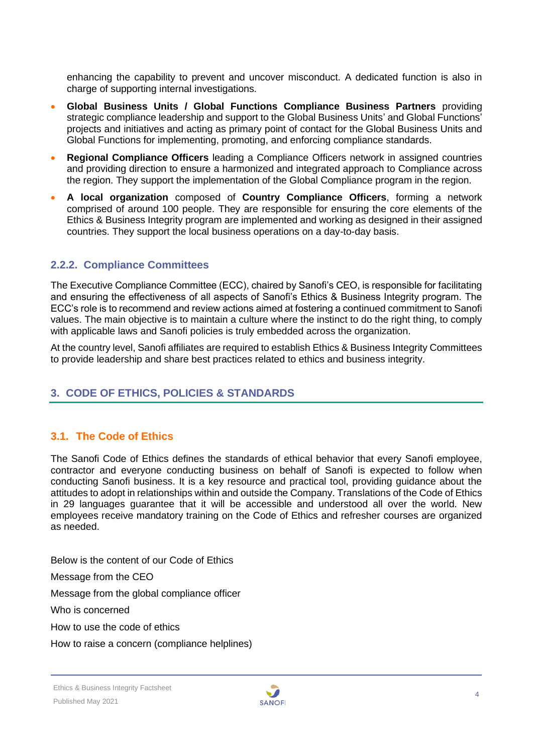enhancing the capability to prevent and uncover misconduct. A dedicated function is also in charge of supporting internal investigations.

- **Global Business Units / Global Functions Compliance Business Partners** providing strategic compliance leadership and support to the Global Business Units' and Global Functions' projects and initiatives and acting as primary point of contact for the Global Business Units and Global Functions for implementing, promoting, and enforcing compliance standards.
- **Regional Compliance Officers** leading a Compliance Officers network in assigned countries and providing direction to ensure a harmonized and integrated approach to Compliance across the region. They support the implementation of the Global Compliance program in the region.
- **A local organization** composed of **Country Compliance Officers**, forming a network comprised of around 100 people. They are responsible for ensuring the core elements of the Ethics & Business Integrity program are implemented and working as designed in their assigned countries. They support the local business operations on a day-to-day basis.

### 2.2.2. Compliance Committees

The Executive Compliance Committee (ECC), chaired by Sanofi's CEO, is responsible for facilitating and ensuring the effectiveness of all aspects of Sanofi's Ethics & Business Integrity program. The ECC's role is to recommend and review actions aimed at fostering a continued commitment to Sanofi values. The main objective is to maintain a culture where the instinct to do the right thing, to comply with applicable laws and Sanofi policies is truly embedded across the organization.

At the country level, Sanofi affiliates are required to establish Ethics & Business Integrity Committees to provide leadership and share best practices related to ethics and business integrity.

# 3. CODE OF ETHICS, POLICIES & STANDARDS

## 3.1. The Code of Ethics

The Sanofi Code of Ethics defines the standards of ethical behavior that every Sanofi employee, contractor and everyone conducting business on behalf of Sanofi is expected to follow when conducting Sanofi business. It is a key resource and practical tool, providing guidance about the attitudes to adopt in relationships within and outside the Company. Translations of the Code of Ethics in 29 languages guarantee that it will be accessible and understood all over the world. New employees receive mandatory training on the Code of Ethics and refresher courses are organized as needed.

Below is the content of our Code of Ethics

Message from the CEO

Message from the global compliance officer

Who is concerned

How to use the code of ethics

How to raise a concern (compliance helplines)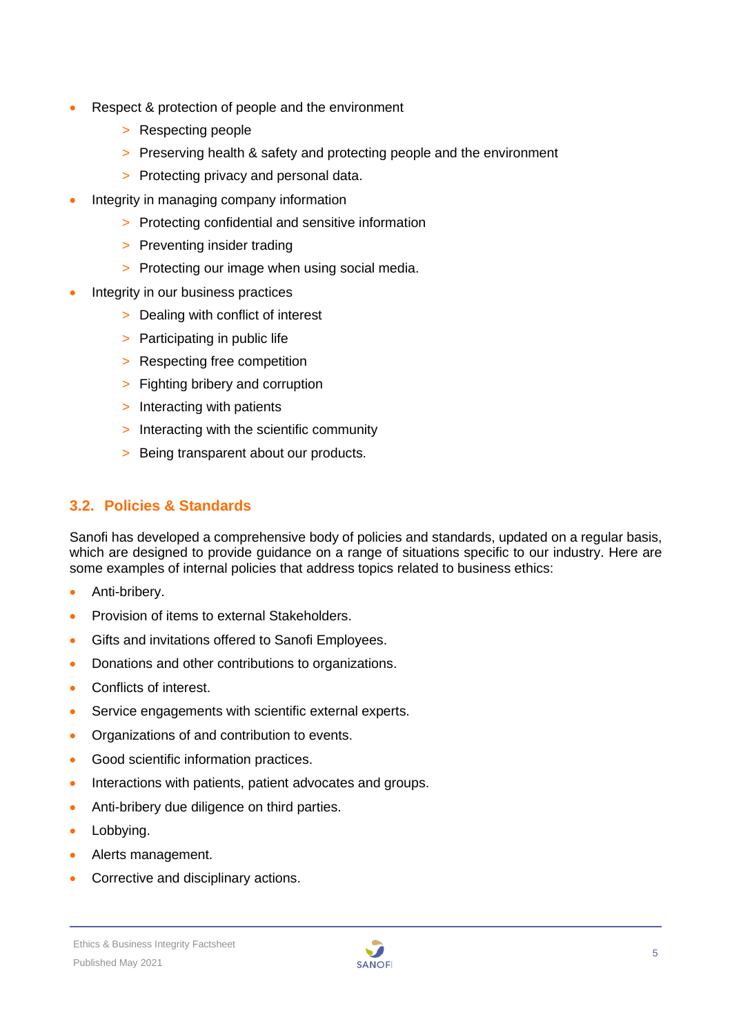- Respect & protection of people and the environment
  - Respecting people
  - Preserving health & safety and protecting people and the environment
  - Protecting privacy and personal data.
- Integrity in managing company information
  - Protecting confidential and sensitive information
  - Preventing insider trading
  - Protecting our image when using social media.
- Integrity in our business practices
  - Dealing with conflict of interest
  - Participating in public life
  - Respecting free competition
  - Fighting bribery and corruption
  - Interacting with patients
  - Interacting with the scientific community
  - Being transparent about our products.

### 3.2. Policies & Standards

Sanofi has developed a comprehensive body of policies and standards, updated on a regular basis, which are designed to provide guidance on a range of situations specific to our industry. Here are some examples of internal policies that address topics related to business ethics:

- Anti-bribery.
- Provision of items to external Stakeholders.
- Gifts and invitations offered to Sanofi Employees.
- Donations and other contributions to organizations.
- Conflicts of interest.
- Service engagements with scientific external experts.
- Organizations of and contribution to events.
- Good scientific information practices.
- Interactions with patients, patient advocates and groups.
- Anti-bribery due diligence on third parties.
- Lobbying.
- Alerts management.
- Corrective and disciplinary actions.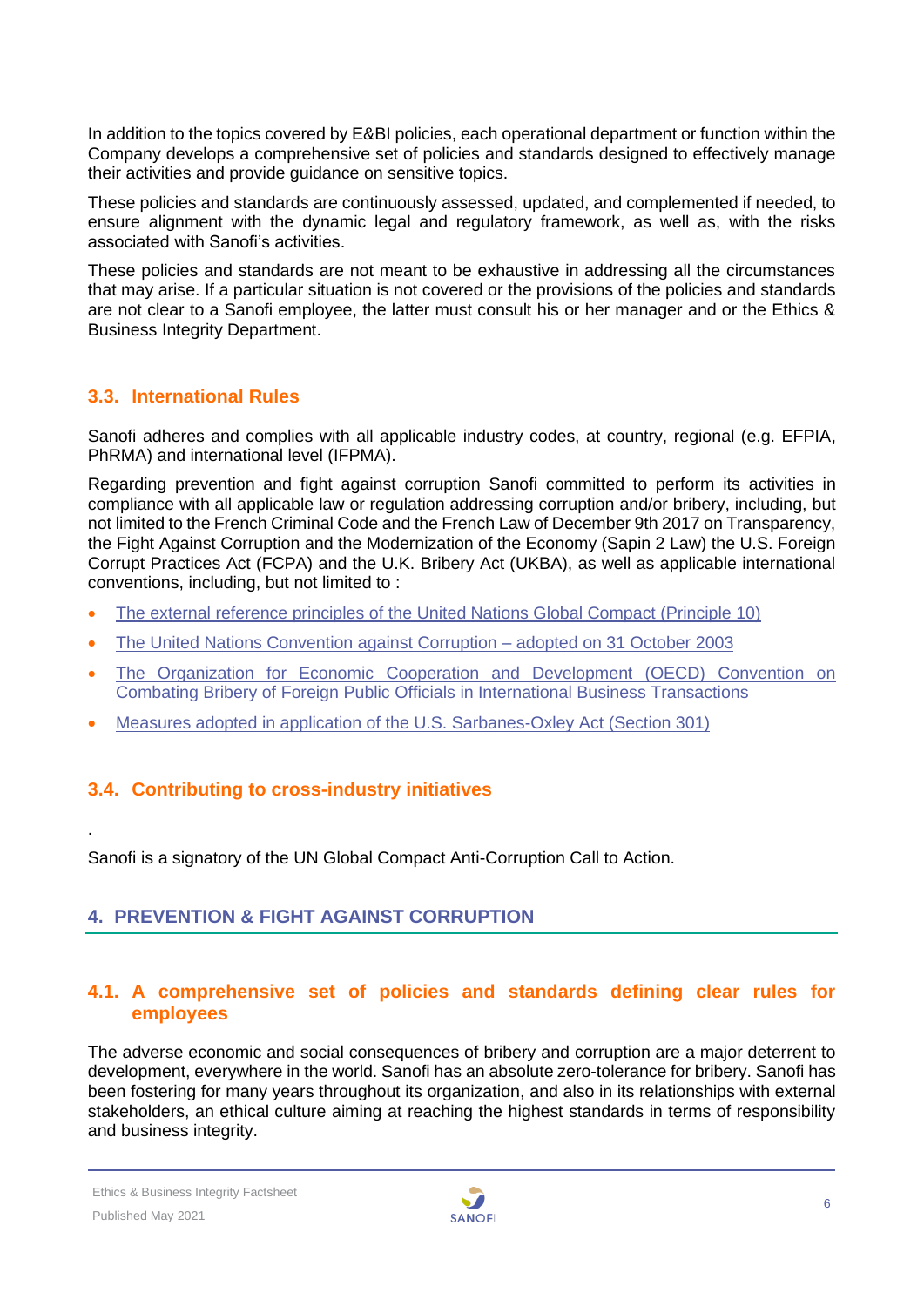In addition to the topics covered by E&BI policies, each operational department or function within the Company develops a comprehensive set of policies and standards designed to effectively manage their activities and provide guidance on sensitive topics.

These policies and standards are continuously assessed, updated, and complemented if needed, to ensure alignment with the dynamic legal and regulatory framework, as well as, with the risks associated with Sanofi's activities.

These policies and standards are not meant to be exhaustive in addressing all the circumstances that may arise. If a particular situation is not covered or the provisions of the policies and standards are not clear to a Sanofi employee, the latter must consult his or her manager and or the Ethics & Business Integrity Department.

### 3.3. International Rules

Sanofi adheres and complies with all applicable industry codes, at country, regional (e.g. EFPIA, PhRMA) and international level (IFPMA).

Regarding prevention and fight against corruption Sanofi committed to perform its activities in compliance with all applicable law or regulation addressing corruption and/or bribery, including, but not limited to the French Criminal Code and the French Law of December 9th 2017 on Transparency, the Fight Against Corruption and the Modernization of the Economy (Sapin 2 Law) the U.S. Foreign Corrupt Practices Act (FCPA) and the U.K. Bribery Act (UKBA), as well as applicable international conventions, including, but not limited to :

- The external reference principles of the United Nations Global Compact (Principle 10)
- The United Nations Convention against Corruption – adopted on 31 October 2003
- The Organization for Economic Cooperation and Development (OECD) Convention on Combating Bribery of Foreign Public Officials in International Business Transactions
- Measures adopted in application of the U.S. Sarbanes-Oxley Act (Section 301)

### 3.4. Contributing to cross-industry initiatives

.

Sanofi is a signatory of the UN Global Compact Anti-Corruption Call to Action.

## 4. PREVENTION & FIGHT AGAINST CORRUPTION

### 4.1. A comprehensive set of policies and standards defining clear rules for employees

The adverse economic and social consequences of bribery and corruption are a major deterrent to development, everywhere in the world. Sanofi has an absolute zero-tolerance for bribery. Sanofi has been fostering for many years throughout its organization, and also in its relationships with external stakeholders, an ethical culture aiming at reaching the highest standards in terms of responsibility and business integrity.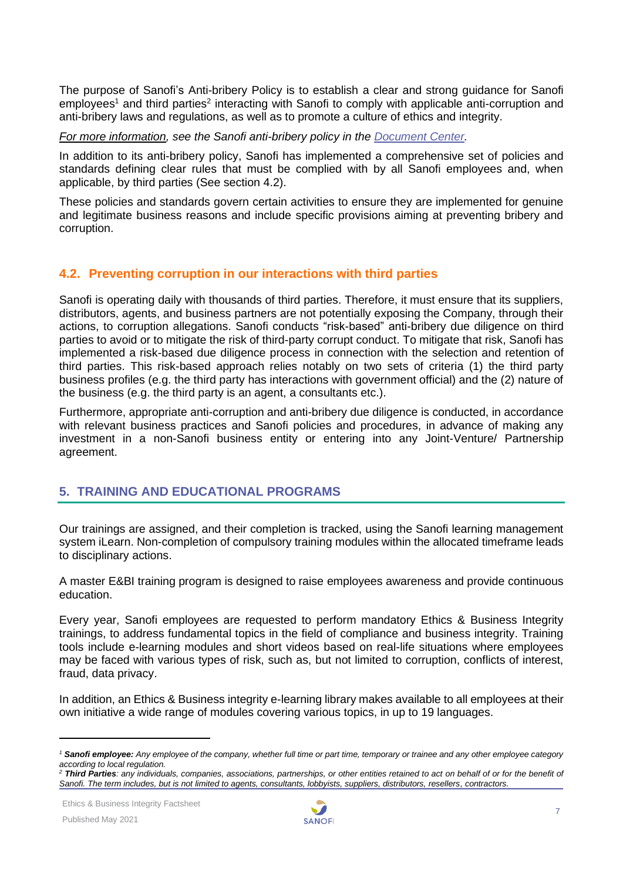The purpose of Sanofi's Anti-bribery Policy is to establish a clear and strong guidance for Sanofi employees[1] and third parties[2] interacting with Sanofi to comply with applicable anti-corruption and anti-bribery laws and regulations, as well as to promote a culture of ethics and integrity.

*For more information, see the Sanofi anti-bribery policy in the Document Center.*

In addition to its anti-bribery policy, Sanofi has implemented a comprehensive set of policies and standards defining clear rules that must be complied with by all Sanofi employees and, when applicable, by third parties (See section 4.2).

These policies and standards govern certain activities to ensure they are implemented for genuine and legitimate business reasons and include specific provisions aiming at preventing bribery and corruption.

### 4.2. Preventing corruption in our interactions with third parties

Sanofi is operating daily with thousands of third parties. Therefore, it must ensure that its suppliers, distributors, agents, and business partners are not potentially exposing the Company, through their actions, to corruption allegations. Sanofi conducts "risk-based" anti-bribery due diligence on third parties to avoid or to mitigate the risk of third-party corrupt conduct. To mitigate that risk, Sanofi has implemented a risk-based due diligence process in connection with the selection and retention of third parties. This risk-based approach relies notably on two sets of criteria (1) the third party business profiles (e.g. the third party has interactions with government official) and the (2) nature of the business (e.g. the third party is an agent, a consultants etc.).

Furthermore, appropriate anti-corruption and anti-bribery due diligence is conducted, in accordance with relevant business practices and Sanofi policies and procedures, in advance of making any investment in a non-Sanofi business entity or entering into any Joint-Venture/ Partnership agreement.

## 5. TRAINING AND EDUCATIONAL PROGRAMS

Our trainings are assigned, and their completion is tracked, using the Sanofi learning management system iLearn. Non-completion of compulsory training modules within the allocated timeframe leads to disciplinary actions.

A master E&BI training program is designed to raise employees awareness and provide continuous education.

Every year, Sanofi employees are requested to perform mandatory Ethics & Business Integrity trainings, to address fundamental topics in the field of compliance and business integrity. Training tools include e-learning modules and short videos based on real-life situations where employees may be faced with various types of risk, such as, but not limited to corruption, conflicts of interest, fraud, data privacy.

In addition, an Ethics & Business integrity e-learning library makes available to all employees at their own initiative a wide range of modules covering various topics, in up to 19 languages.

---

[1] ***Sanofi employee:*** *Any employee of the company, whether full time or part time, temporary or trainee and any other employee category according to local regulation.*

[2] ***Third Parties****: any individuals, companies, associations, partnerships, or other entities retained to act on behalf of or for the benefit of Sanofi. The term includes, but is not limited to agents, consultants, lobbyists, suppliers, distributors, resellers, contractors.*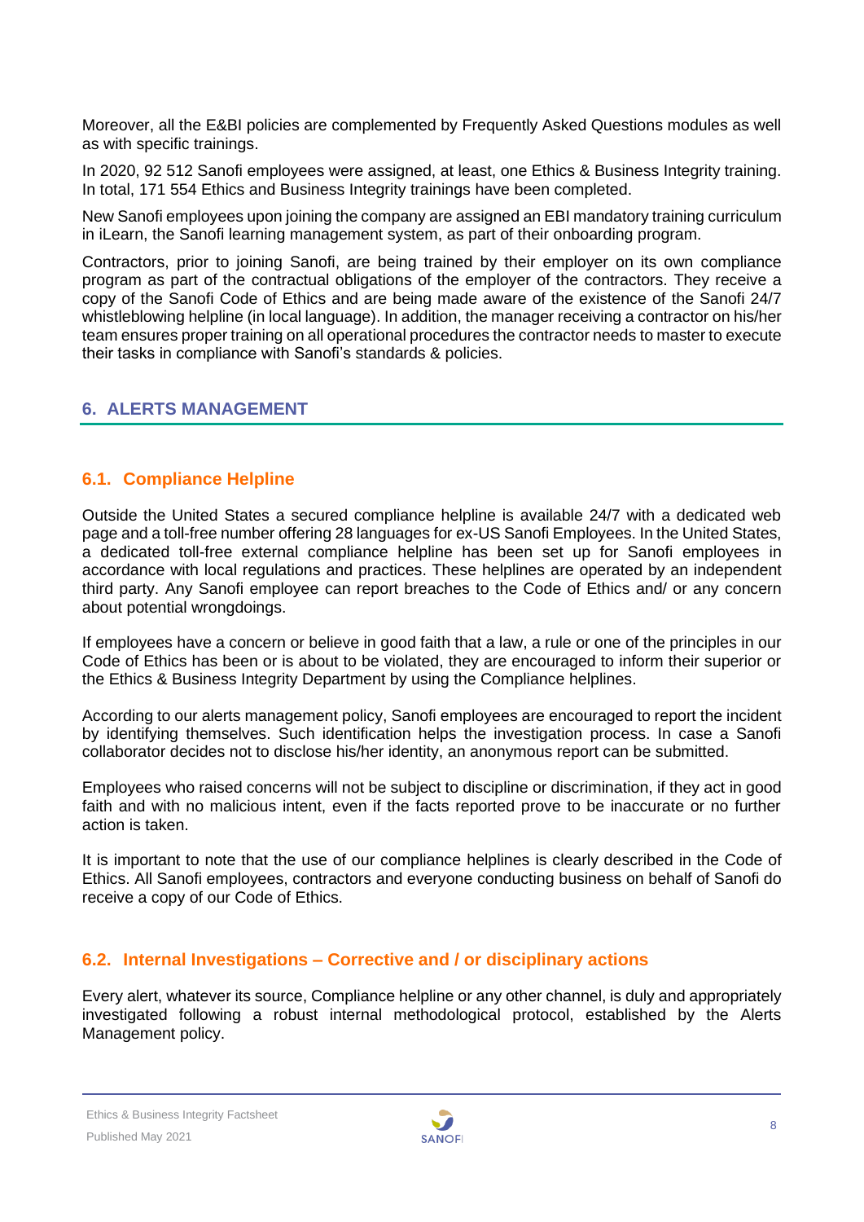Moreover, all the E&BI policies are complemented by Frequently Asked Questions modules as well as with specific trainings.

In 2020, 92 512 Sanofi employees were assigned, at least, one Ethics & Business Integrity training. In total, 171 554 Ethics and Business Integrity trainings have been completed.

New Sanofi employees upon joining the company are assigned an EBI mandatory training curriculum in iLearn, the Sanofi learning management system, as part of their onboarding program.

Contractors, prior to joining Sanofi, are being trained by their employer on its own compliance program as part of the contractual obligations of the employer of the contractors. They receive a copy of the Sanofi Code of Ethics and are being made aware of the existence of the Sanofi 24/7 whistleblowing helpline (in local language). In addition, the manager receiving a contractor on his/her team ensures proper training on all operational procedures the contractor needs to master to execute their tasks in compliance with Sanofi's standards & policies.

## 6. ALERTS MANAGEMENT

### 6.1. Compliance Helpline

Outside the United States a secured compliance helpline is available 24/7 with a dedicated web page and a toll-free number offering 28 languages for ex-US Sanofi Employees. In the United States, a dedicated toll-free external compliance helpline has been set up for Sanofi employees in accordance with local regulations and practices. These helplines are operated by an independent third party. Any Sanofi employee can report breaches to the Code of Ethics and/ or any concern about potential wrongdoings.

If employees have a concern or believe in good faith that a law, a rule or one of the principles in our Code of Ethics has been or is about to be violated, they are encouraged to inform their superior or the Ethics & Business Integrity Department by using the Compliance helplines.

According to our alerts management policy, Sanofi employees are encouraged to report the incident by identifying themselves. Such identification helps the investigation process. In case a Sanofi collaborator decides not to disclose his/her identity, an anonymous report can be submitted.

Employees who raised concerns will not be subject to discipline or discrimination, if they act in good faith and with no malicious intent, even if the facts reported prove to be inaccurate or no further action is taken.

It is important to note that the use of our compliance helplines is clearly described in the Code of Ethics. All Sanofi employees, contractors and everyone conducting business on behalf of Sanofi do receive a copy of our Code of Ethics.

### 6.2. Internal Investigations – Corrective and / or disciplinary actions

Every alert, whatever its source, Compliance helpline or any other channel, is duly and appropriately investigated following a robust internal methodological protocol, established by the Alerts Management policy.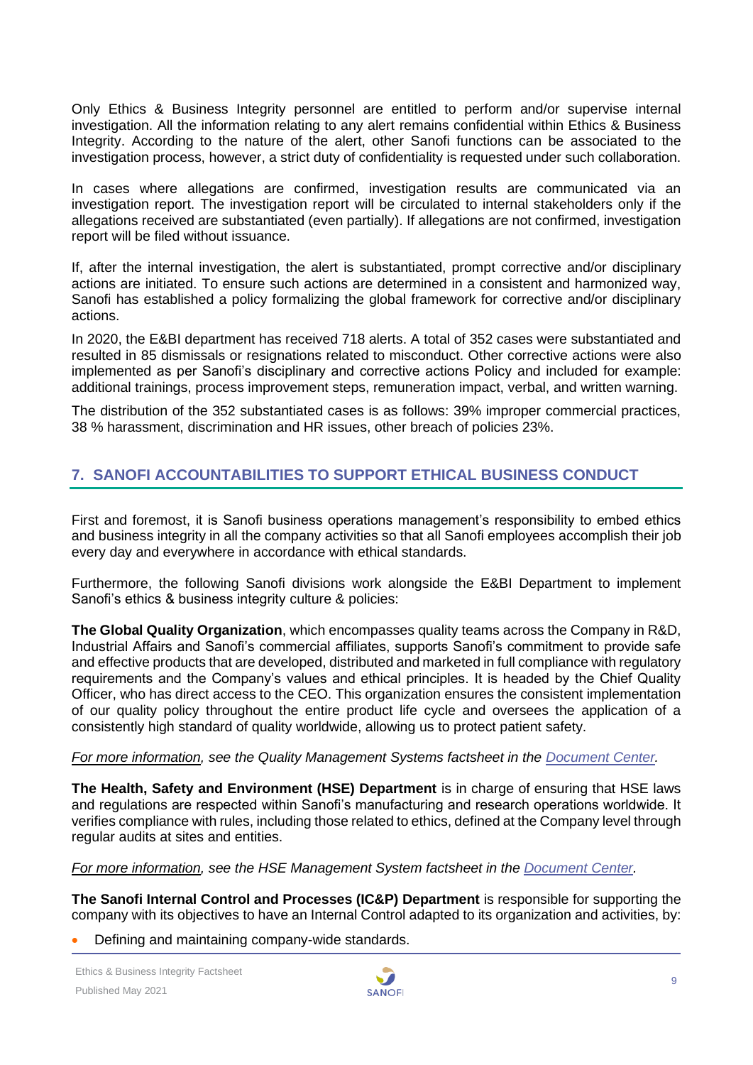Only Ethics & Business Integrity personnel are entitled to perform and/or supervise internal investigation. All the information relating to any alert remains confidential within Ethics & Business Integrity. According to the nature of the alert, other Sanofi functions can be associated to the investigation process, however, a strict duty of confidentiality is requested under such collaboration.

In cases where allegations are confirmed, investigation results are communicated via an investigation report. The investigation report will be circulated to internal stakeholders only if the allegations received are substantiated (even partially). If allegations are not confirmed, investigation report will be filed without issuance.

If, after the internal investigation, the alert is substantiated, prompt corrective and/or disciplinary actions are initiated. To ensure such actions are determined in a consistent and harmonized way, Sanofi has established a policy formalizing the global framework for corrective and/or disciplinary actions.

In 2020, the E&BI department has received 718 alerts. A total of 352 cases were substantiated and resulted in 85 dismissals or resignations related to misconduct. Other corrective actions were also implemented as per Sanofi's disciplinary and corrective actions Policy and included for example: additional trainings, process improvement steps, remuneration impact, verbal, and written warning.

The distribution of the 352 substantiated cases is as follows: 39% improper commercial practices, 38 % harassment, discrimination and HR issues, other breach of policies 23%.

## 7. SANOFI ACCOUNTABILITIES TO SUPPORT ETHICAL BUSINESS CONDUCT

First and foremost, it is Sanofi business operations management's responsibility to embed ethics and business integrity in all the company activities so that all Sanofi employees accomplish their job every day and everywhere in accordance with ethical standards.

Furthermore, the following Sanofi divisions work alongside the E&BI Department to implement Sanofi's ethics & business integrity culture & policies:

**The Global Quality Organization**, which encompasses quality teams across the Company in R&D, Industrial Affairs and Sanofi's commercial affiliates, supports Sanofi's commitment to provide safe and effective products that are developed, distributed and marketed in full compliance with regulatory requirements and the Company's values and ethical principles. It is headed by the Chief Quality Officer, who has direct access to the CEO. This organization ensures the consistent implementation of our quality policy throughout the entire product life cycle and oversees the application of a consistently high standard of quality worldwide, allowing us to protect patient safety.

*For more information, see the Quality Management Systems factsheet in the Document Center.*

**The Health, Safety and Environment (HSE) Department** is in charge of ensuring that HSE laws and regulations are respected within Sanofi's manufacturing and research operations worldwide. It verifies compliance with rules, including those related to ethics, defined at the Company level through regular audits at sites and entities.

*For more information, see the HSE Management System factsheet in the Document Center.*

**The Sanofi Internal Control and Processes (IC&P) Department** is responsible for supporting the company with its objectives to have an Internal Control adapted to its organization and activities, by:

- Defining and maintaining company-wide standards.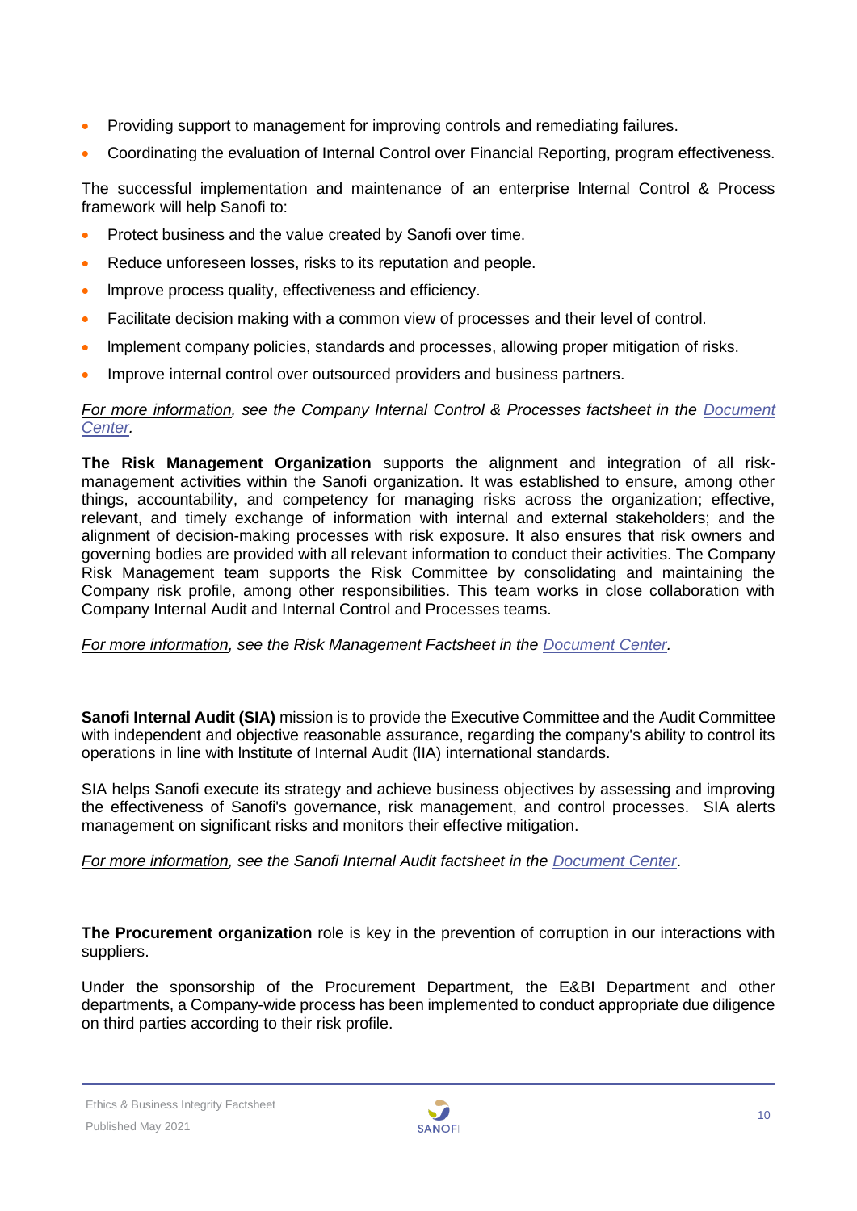- Providing support to management for improving controls and remediating failures.
- Coordinating the evaluation of Internal Control over Financial Reporting, program effectiveness.

The successful implementation and maintenance of an enterprise Internal Control & Process framework will help Sanofi to:

- Protect business and the value created by Sanofi over time.
- Reduce unforeseen losses, risks to its reputation and people.
- Improve process quality, effectiveness and efficiency.
- Facilitate decision making with a common view of processes and their level of control.
- Implement company policies, standards and processes, allowing proper mitigation of risks.
- Improve internal control over outsourced providers and business partners.

*For more information, see the Company Internal Control & Processes factsheet in the Document Center.*

**The Risk Management Organization** supports the alignment and integration of all risk-management activities within the Sanofi organization. It was established to ensure, among other things, accountability, and competency for managing risks across the organization; effective, relevant, and timely exchange of information with internal and external stakeholders; and the alignment of decision-making processes with risk exposure. It also ensures that risk owners and governing bodies are provided with all relevant information to conduct their activities. The Company Risk Management team supports the Risk Committee by consolidating and maintaining the Company risk profile, among other responsibilities. This team works in close collaboration with Company Internal Audit and Internal Control and Processes teams.

*For more information, see the Risk Management Factsheet in the Document Center.*

**Sanofi Internal Audit (SIA)** mission is to provide the Executive Committee and the Audit Committee with independent and objective reasonable assurance, regarding the company's ability to control its operations in line with Institute of Internal Audit (IIA) international standards.

SIA helps Sanofi execute its strategy and achieve business objectives by assessing and improving the effectiveness of Sanofi's governance, risk management, and control processes. SIA alerts management on significant risks and monitors their effective mitigation.

*For more information, see the Sanofi Internal Audit factsheet in the Document Center.*

**The Procurement organization** role is key in the prevention of corruption in our interactions with suppliers.

Under the sponsorship of the Procurement Department, the E&BI Department and other departments, a Company-wide process has been implemented to conduct appropriate due diligence on third parties according to their risk profile.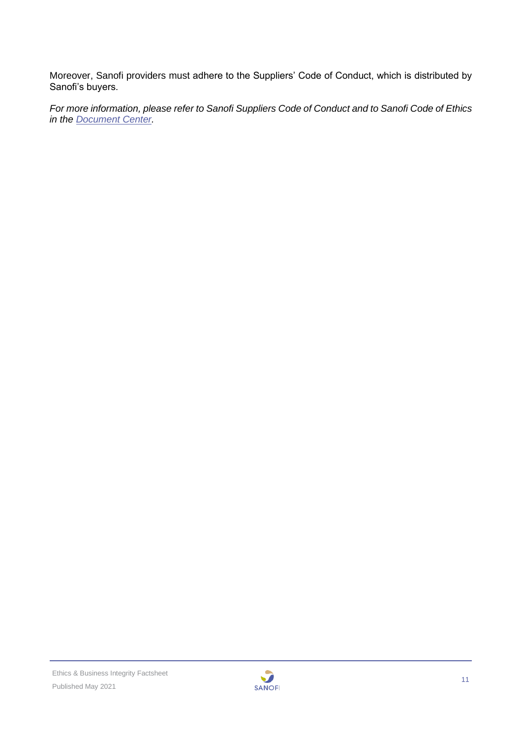Moreover, Sanofi providers must adhere to the Suppliers' Code of Conduct, which is distributed by Sanofi's buyers.

*For more information, please refer to Sanofi Suppliers Code of Conduct and to Sanofi Code of Ethics in the Document Center.*